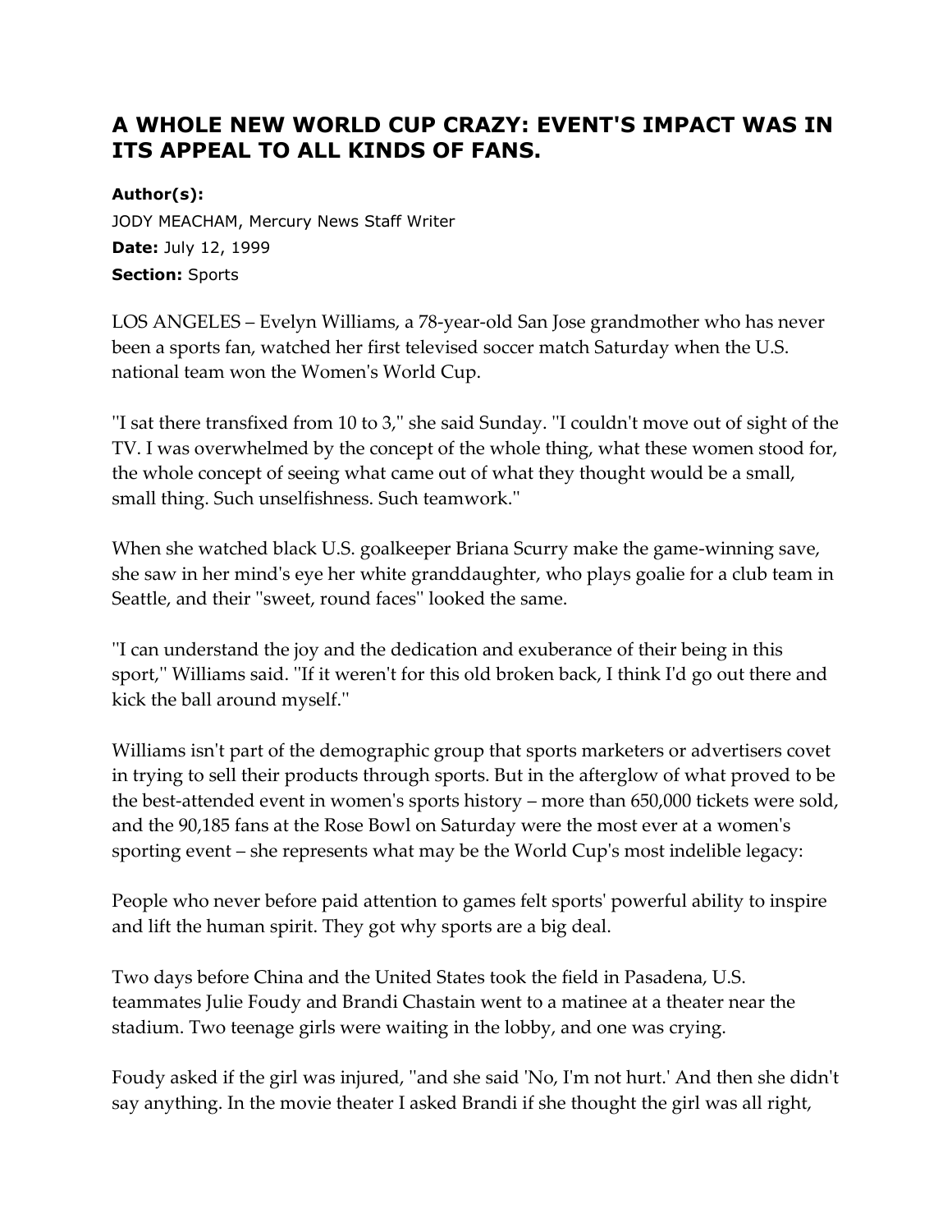## A WHOLE NEW WORLD CUP CRAZY: EVENT'S IMPACT WAS IN ITS APPEAL TO ALL KINDS OF FANS.

**Author(s):**
JODY MEACHAM, Mercury News Staff Writer
**Date:** July 12, 1999
**Section:** Sports

LOS ANGELES – Evelyn Williams, a 78-year-old San Jose grandmother who has never been a sports fan, watched her first televised soccer match Saturday when the U.S. national team won the Women's World Cup.

''I sat there transfixed from 10 to 3,'' she said Sunday. ''I couldn't move out of sight of the TV. I was overwhelmed by the concept of the whole thing, what these women stood for, the whole concept of seeing what came out of what they thought would be a small, small thing. Such unselfishness. Such teamwork.''

When she watched black U.S. goalkeeper Briana Scurry make the game-winning save, she saw in her mind's eye her white granddaughter, who plays goalie for a club team in Seattle, and their ''sweet, round faces'' looked the same.

''I can understand the joy and the dedication and exuberance of their being in this sport,'' Williams said. ''If it weren't for this old broken back, I think I'd go out there and kick the ball around myself.''

Williams isn't part of the demographic group that sports marketers or advertisers covet in trying to sell their products through sports. But in the afterglow of what proved to be the best-attended event in women's sports history – more than 650,000 tickets were sold, and the 90,185 fans at the Rose Bowl on Saturday were the most ever at a women's sporting event – she represents what may be the World Cup's most indelible legacy:

People who never before paid attention to games felt sports' powerful ability to inspire and lift the human spirit. They got why sports are a big deal.

Two days before China and the United States took the field in Pasadena, U.S. teammates Julie Foudy and Brandi Chastain went to a matinee at a theater near the stadium. Two teenage girls were waiting in the lobby, and one was crying.

Foudy asked if the girl was injured, ''and she said 'No, I'm not hurt.' And then she didn't say anything. In the movie theater I asked Brandi if she thought the girl was all right,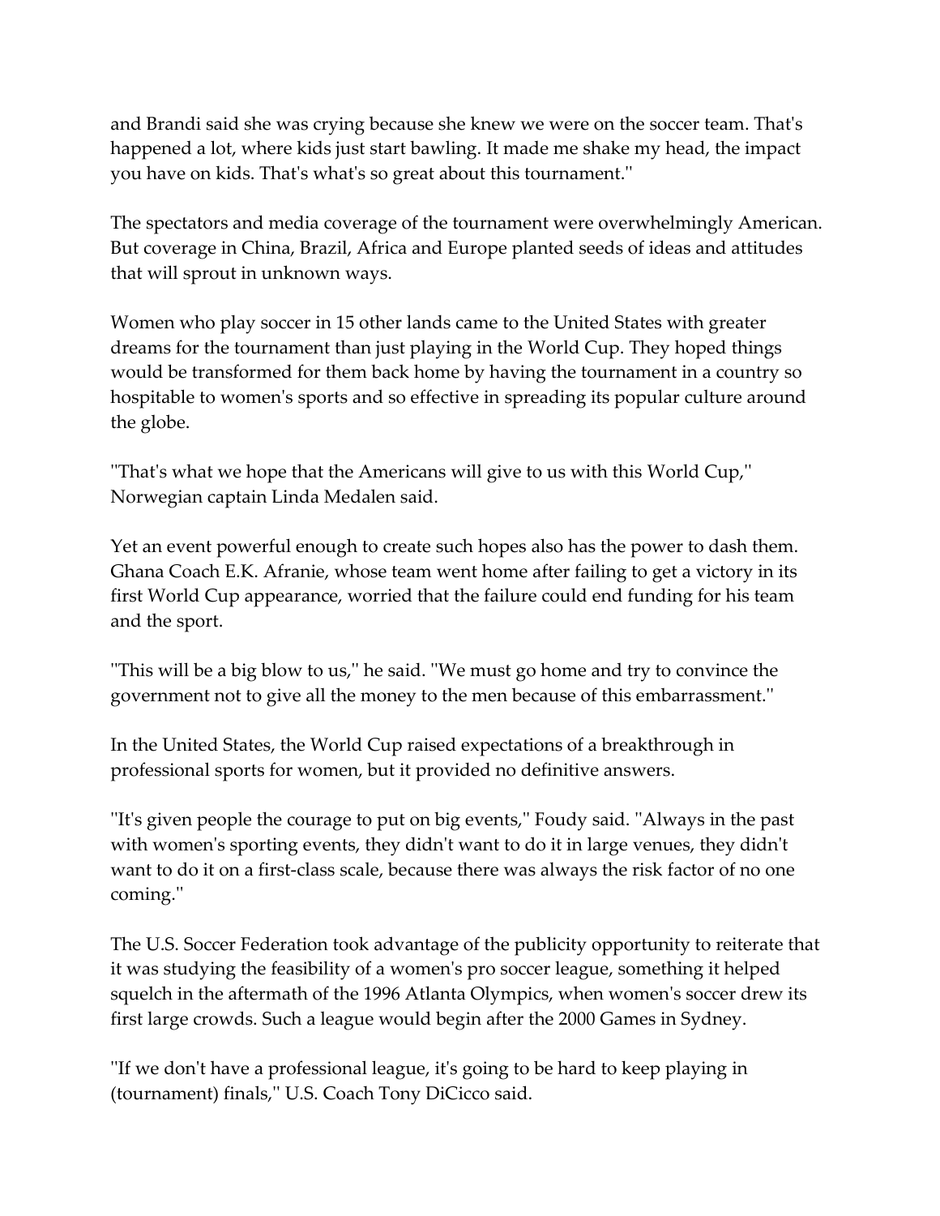and Brandi said she was crying because she knew we were on the soccer team. That's happened a lot, where kids just start bawling. It made me shake my head, the impact you have on kids. That's what's so great about this tournament.''

The spectators and media coverage of the tournament were overwhelmingly American. But coverage in China, Brazil, Africa and Europe planted seeds of ideas and attitudes that will sprout in unknown ways.

Women who play soccer in 15 other lands came to the United States with greater dreams for the tournament than just playing in the World Cup. They hoped things would be transformed for them back home by having the tournament in a country so hospitable to women's sports and so effective in spreading its popular culture around the globe.

''That's what we hope that the Americans will give to us with this World Cup,'' Norwegian captain Linda Medalen said.

Yet an event powerful enough to create such hopes also has the power to dash them. Ghana Coach E.K. Afranie, whose team went home after failing to get a victory in its first World Cup appearance, worried that the failure could end funding for his team and the sport.

''This will be a big blow to us,'' he said. ''We must go home and try to convince the government not to give all the money to the men because of this embarrassment.''

In the United States, the World Cup raised expectations of a breakthrough in professional sports for women, but it provided no definitive answers.

''It's given people the courage to put on big events,'' Foudy said. ''Always in the past with women's sporting events, they didn't want to do it in large venues, they didn't want to do it on a first-class scale, because there was always the risk factor of no one coming.''

The U.S. Soccer Federation took advantage of the publicity opportunity to reiterate that it was studying the feasibility of a women's pro soccer league, something it helped squelch in the aftermath of the 1996 Atlanta Olympics, when women's soccer drew its first large crowds. Such a league would begin after the 2000 Games in Sydney.

''If we don't have a professional league, it's going to be hard to keep playing in (tournament) finals,'' U.S. Coach Tony DiCicco said.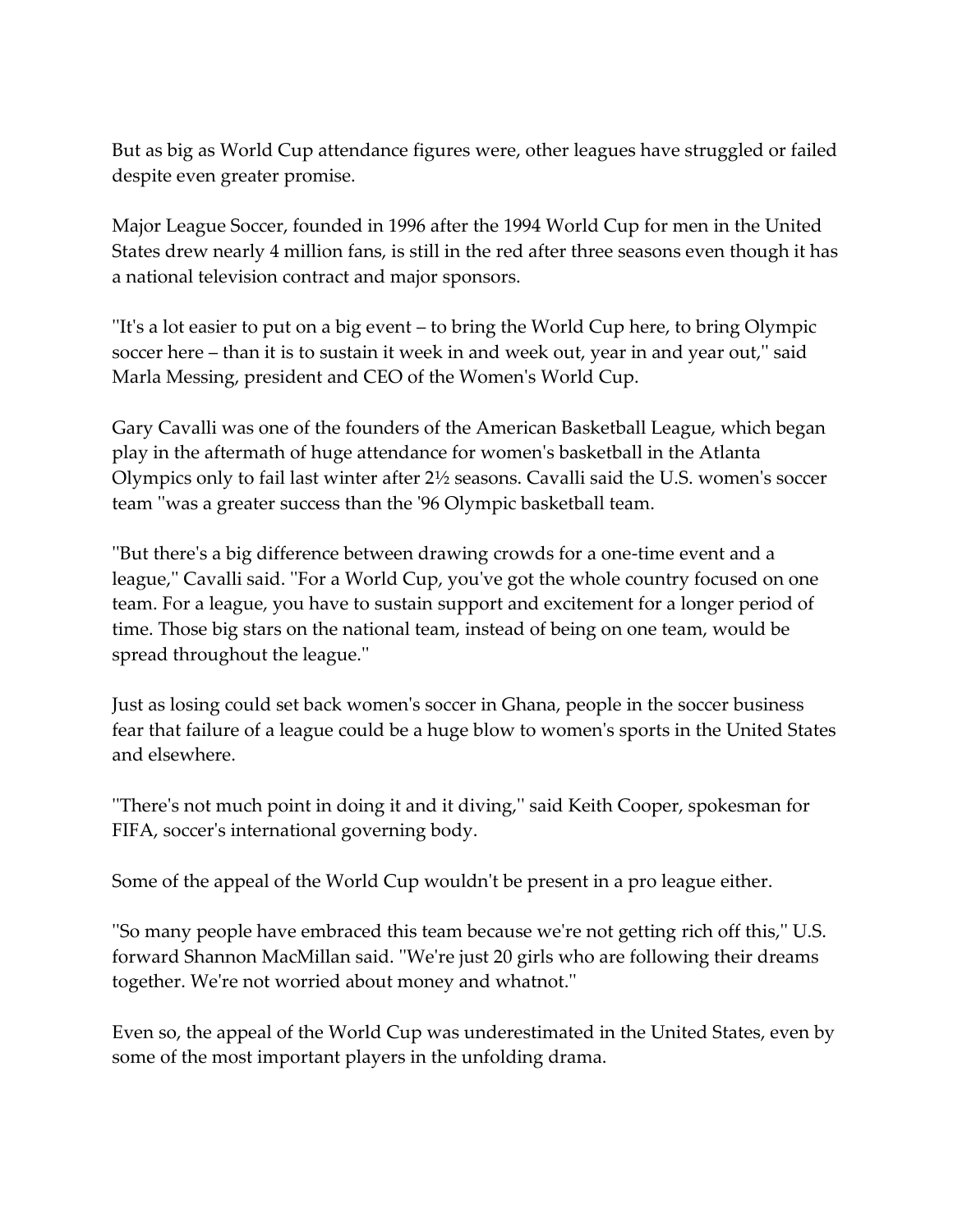But as big as World Cup attendance figures were, other leagues have struggled or failed despite even greater promise.

Major League Soccer, founded in 1996 after the 1994 World Cup for men in the United States drew nearly 4 million fans, is still in the red after three seasons even though it has a national television contract and major sponsors.

''It's a lot easier to put on a big event – to bring the World Cup here, to bring Olympic soccer here – than it is to sustain it week in and week out, year in and year out,'' said Marla Messing, president and CEO of the Women's World Cup.

Gary Cavalli was one of the founders of the American Basketball League, which began play in the aftermath of huge attendance for women's basketball in the Atlanta Olympics only to fail last winter after 2½ seasons. Cavalli said the U.S. women's soccer team ''was a greater success than the '96 Olympic basketball team.

''But there's a big difference between drawing crowds for a one-time event and a league,'' Cavalli said. ''For a World Cup, you've got the whole country focused on one team. For a league, you have to sustain support and excitement for a longer period of time. Those big stars on the national team, instead of being on one team, would be spread throughout the league.''

Just as losing could set back women's soccer in Ghana, people in the soccer business fear that failure of a league could be a huge blow to women's sports in the United States and elsewhere.

''There's not much point in doing it and it diving,'' said Keith Cooper, spokesman for FIFA, soccer's international governing body.

Some of the appeal of the World Cup wouldn't be present in a pro league either.

''So many people have embraced this team because we're not getting rich off this,'' U.S. forward Shannon MacMillan said. ''We're just 20 girls who are following their dreams together. We're not worried about money and whatnot.''

Even so, the appeal of the World Cup was underestimated in the United States, even by some of the most important players in the unfolding drama.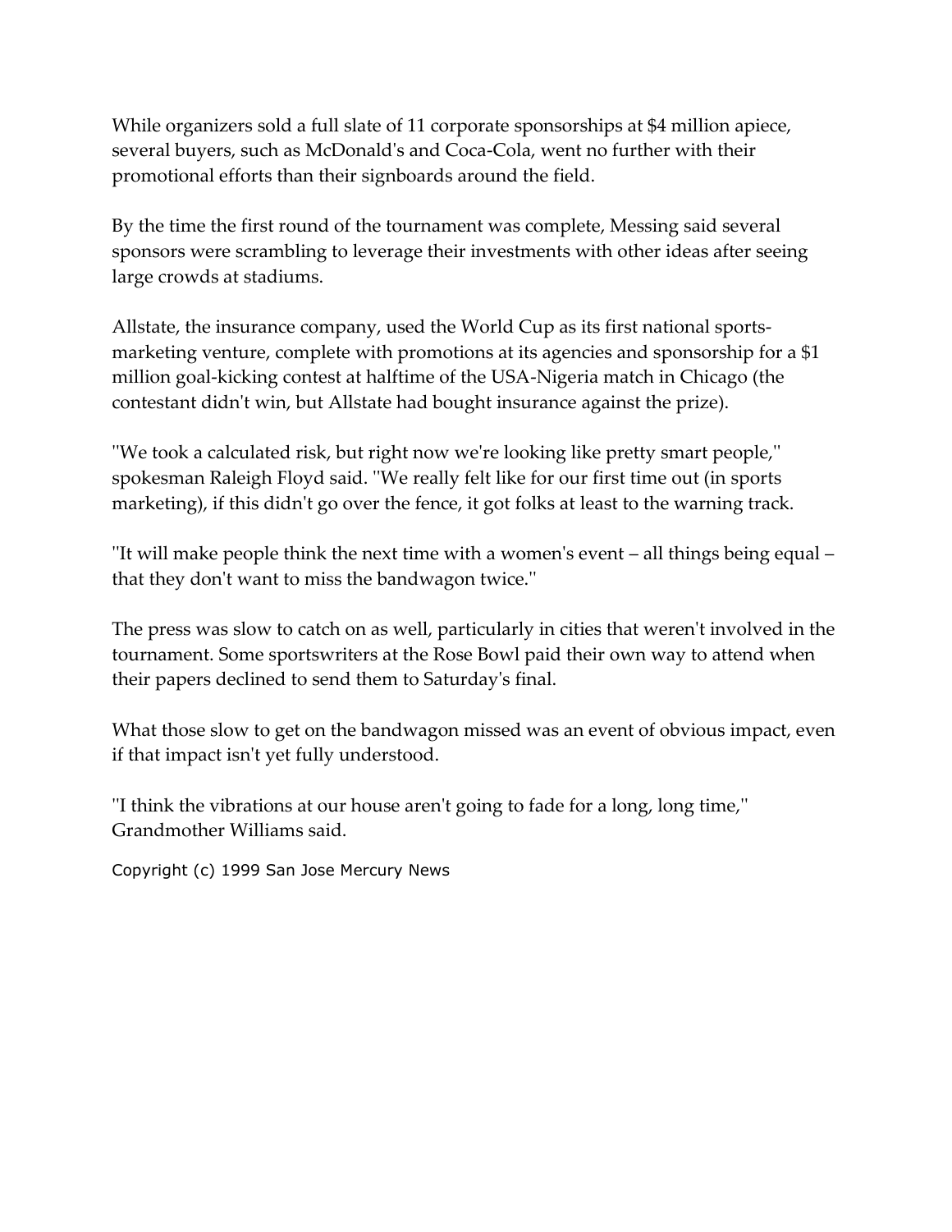While organizers sold a full slate of 11 corporate sponsorships at $4 million apiece, several buyers, such as McDonald's and Coca-Cola, went no further with their promotional efforts than their signboards around the field.

By the time the first round of the tournament was complete, Messing said several sponsors were scrambling to leverage their investments with other ideas after seeing large crowds at stadiums.

Allstate, the insurance company, used the World Cup as its first national sports-marketing venture, complete with promotions at its agencies and sponsorship for a $1 million goal-kicking contest at halftime of the USA-Nigeria match in Chicago (the contestant didn't win, but Allstate had bought insurance against the prize).

''We took a calculated risk, but right now we're looking like pretty smart people,'' spokesman Raleigh Floyd said. ''We really felt like for our first time out (in sports marketing), if this didn't go over the fence, it got folks at least to the warning track.

''It will make people think the next time with a women's event – all things being equal – that they don't want to miss the bandwagon twice.''

The press was slow to catch on as well, particularly in cities that weren't involved in the tournament. Some sportswriters at the Rose Bowl paid their own way to attend when their papers declined to send them to Saturday's final.

What those slow to get on the bandwagon missed was an event of obvious impact, even if that impact isn't yet fully understood.

''I think the vibrations at our house aren't going to fade for a long, long time,'' Grandmother Williams said.

Copyright (c) 1999 San Jose Mercury News